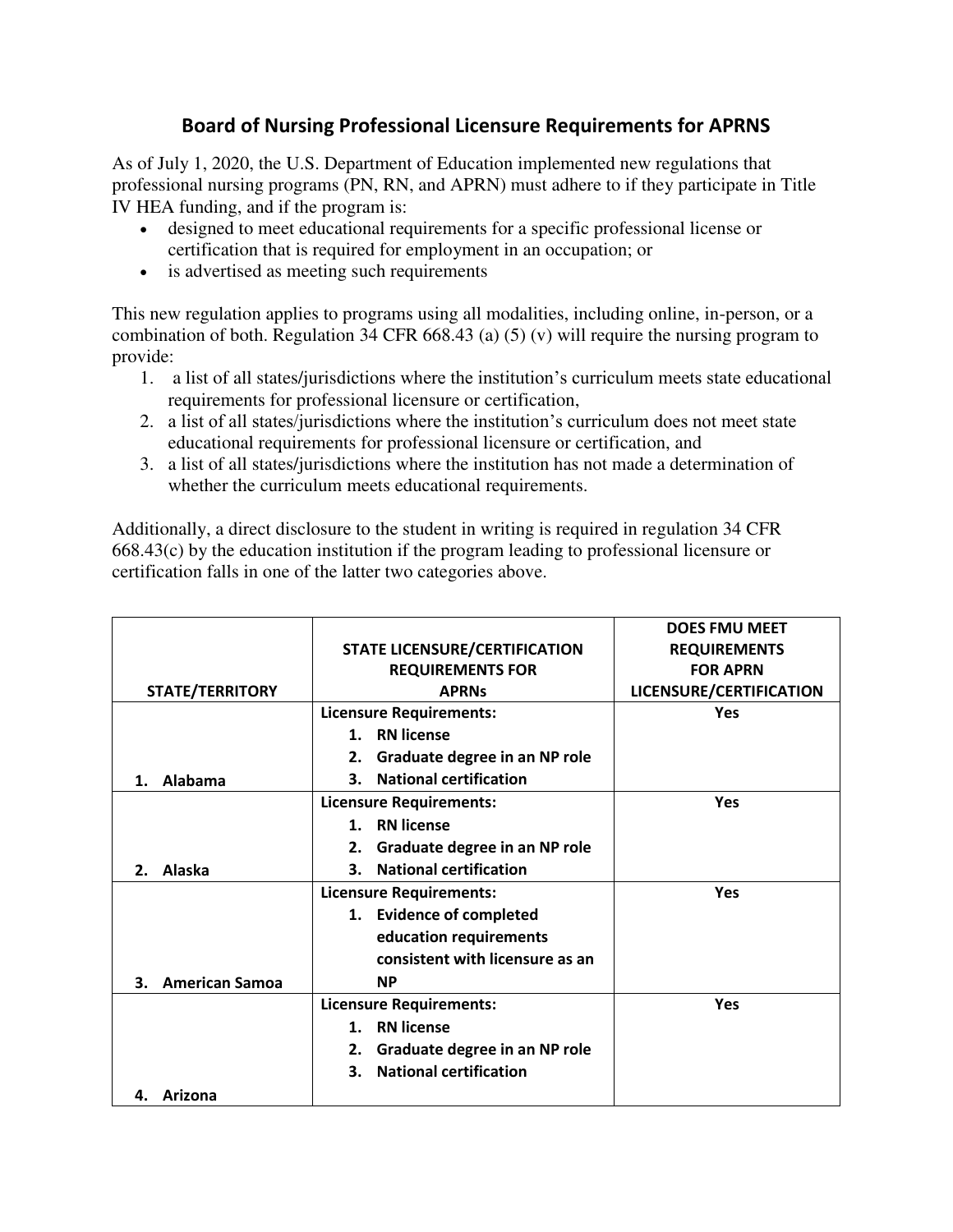## Board of Nursing Professional Licensure Requirements for APRNS

As of July 1, 2020, the U.S. Department of Education implemented new regulations that professional nursing programs (PN, RN, and APRN) must adhere to if they participate in Title IV HEA funding, and if the program is:

- designed to meet educational requirements for a specific professional license or certification that is required for employment in an occupation; or
- is advertised as meeting such requirements

This new regulation applies to programs using all modalities, including online, in-person, or a combination of both. Regulation 34 CFR 668.43 (a) (5) (v) will require the nursing program to provide:

1. a list of all states/jurisdictions where the institution's curriculum meets state educational requirements for professional licensure or certification,
2. a list of all states/jurisdictions where the institution's curriculum does not meet state educational requirements for professional licensure or certification, and
3. a list of all states/jurisdictions where the institution has not made a determination of whether the curriculum meets educational requirements.

Additionally, a direct disclosure to the student in writing is required in regulation 34 CFR 668.43(c) by the education institution if the program leading to professional licensure or certification falls in one of the latter two categories above.

| STATE/TERRITORY | STATE LICENSURE/CERTIFICATION REQUIREMENTS FOR APRNs | DOES FMU MEET REQUIREMENTS FOR APRN LICENSURE/CERTIFICATION |
|---|---|---|
| **1. Alabama** | **Licensure Requirements:**<br>1. **RN license**<br>2. **Graduate degree in an NP role**<br>3. **National certification** | **Yes** |
| **2. Alaska** | **Licensure Requirements:**<br>1. **RN license**<br>2. **Graduate degree in an NP role**<br>3. **National certification** | **Yes** |
| **3. American Samoa** | **Licensure Requirements:**<br>1. **Evidence of completed education requirements consistent with licensure as an NP** | **Yes** |
| **4. Arizona** | **Licensure Requirements:**<br>1. **RN license**<br>2. **Graduate degree in an NP role**<br>3. **National certification** | **Yes** |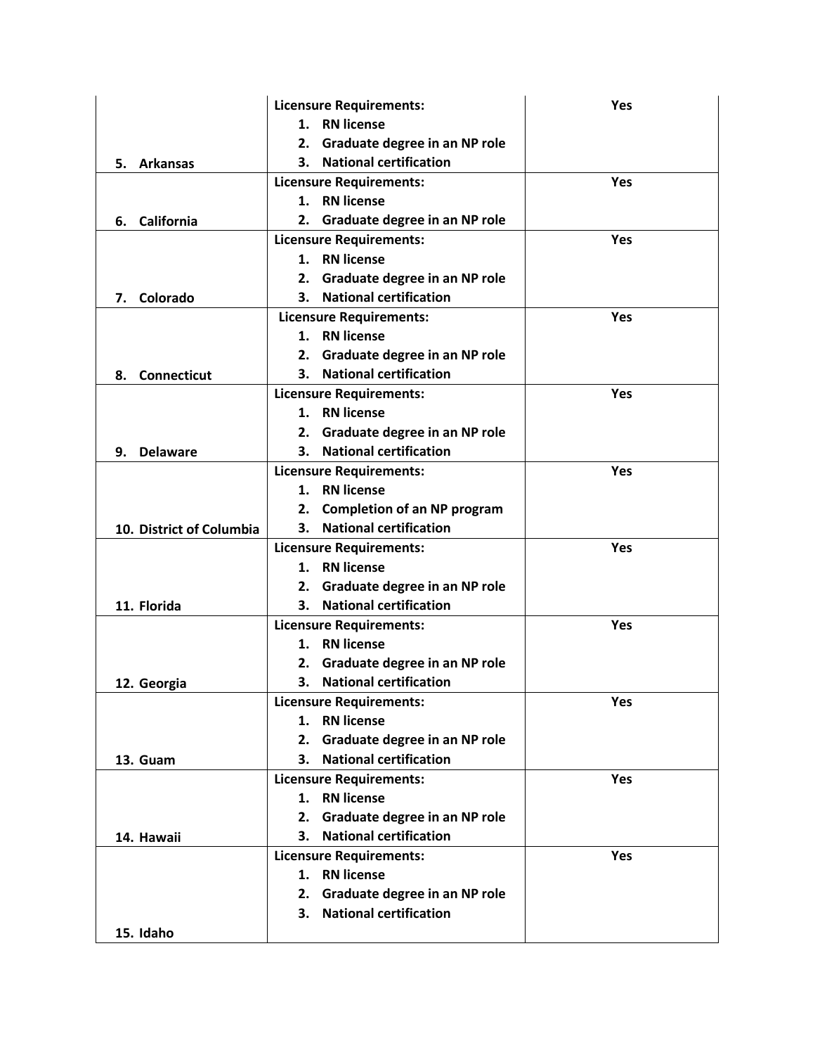| | | |
|---|---|---|
| **5. Arkansas** | **Licensure Requirements:**<br>1. **RN license**<br>2. **Graduate degree in an NP role**<br>3. **National certification** | **Yes** |
| **6. California** | **Licensure Requirements:**<br>1. **RN license**<br>2. **Graduate degree in an NP role** | **Yes** |
| **7. Colorado** | **Licensure Requirements:**<br>1. **RN license**<br>2. **Graduate degree in an NP role**<br>3. **National certification** | **Yes** |
| **8. Connecticut** | **Licensure Requirements:**<br>1. **RN license**<br>2. **Graduate degree in an NP role**<br>3. **National certification** | **Yes** |
| **9. Delaware** | **Licensure Requirements:**<br>1. **RN license**<br>2. **Graduate degree in an NP role**<br>3. **National certification** | **Yes** |
| **10. District of Columbia** | **Licensure Requirements:**<br>1. **RN license**<br>2. **Completion of an NP program**<br>3. **National certification** | **Yes** |
| **11. Florida** | **Licensure Requirements:**<br>1. **RN license**<br>2. **Graduate degree in an NP role**<br>3. **National certification** | **Yes** |
| **12. Georgia** | **Licensure Requirements:**<br>1. **RN license**<br>2. **Graduate degree in an NP role**<br>3. **National certification** | **Yes** |
| **13. Guam** | **Licensure Requirements:**<br>1. **RN license**<br>2. **Graduate degree in an NP role**<br>3. **National certification** | **Yes** |
| **14. Hawaii** | **Licensure Requirements:**<br>1. **RN license**<br>2. **Graduate degree in an NP role**<br>3. **National certification** | **Yes** |
| **15. Idaho** | **Licensure Requirements:**<br>1. **RN license**<br>2. **Graduate degree in an NP role**<br>3. **National certification** | **Yes** |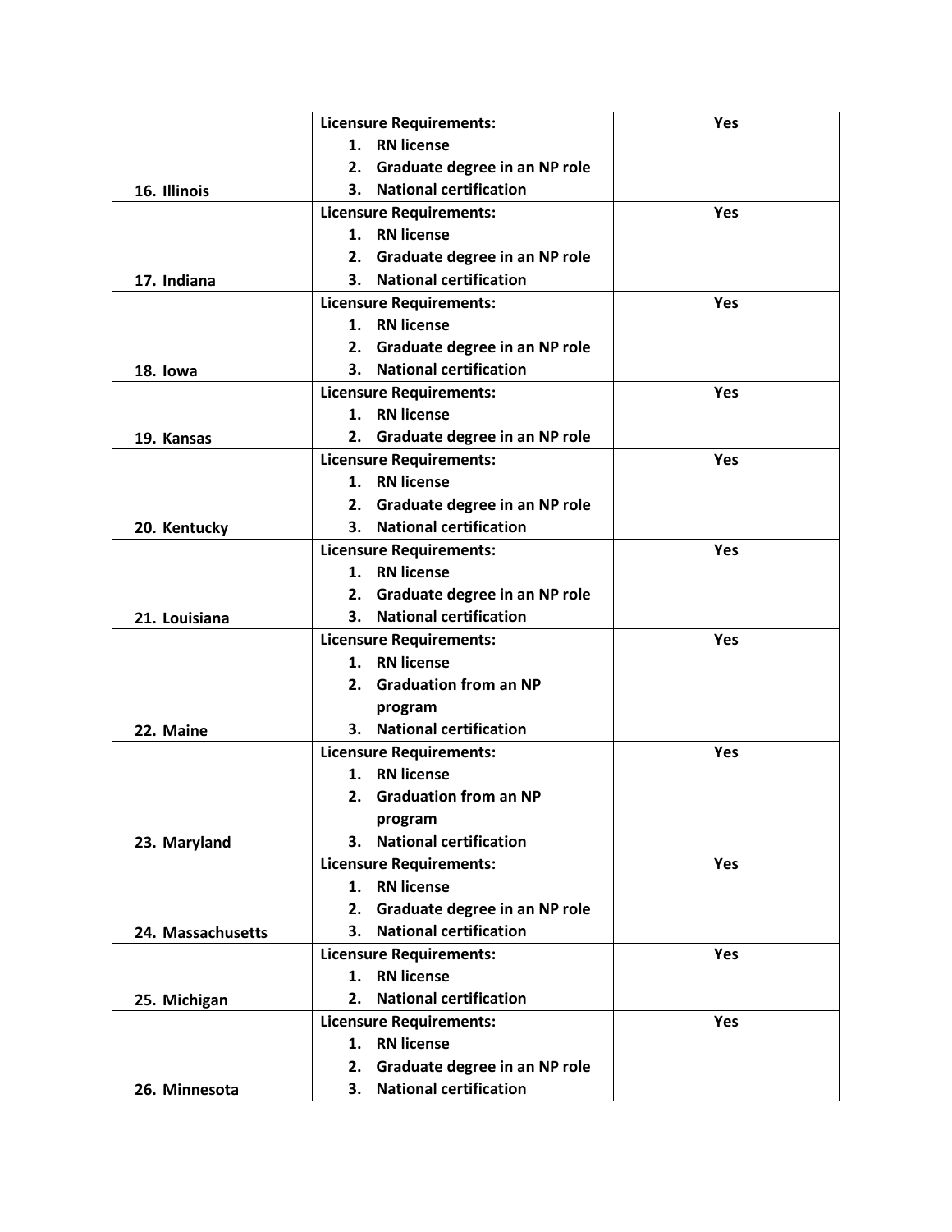| | | |
|---|---|---|
| **16. Illinois** | **Licensure Requirements:**<br>1. **RN license**<br>2. **Graduate degree in an NP role**<br>3. **National certification** | **Yes** |
| **17. Indiana** | **Licensure Requirements:**<br>1. **RN license**<br>2. **Graduate degree in an NP role**<br>3. **National certification** | **Yes** |
| **18. Iowa** | **Licensure Requirements:**<br>1. **RN license**<br>2. **Graduate degree in an NP role**<br>3. **National certification** | **Yes** |
| **19. Kansas** | **Licensure Requirements:**<br>1. **RN license**<br>2. **Graduate degree in an NP role** | **Yes** |
| **20. Kentucky** | **Licensure Requirements:**<br>1. **RN license**<br>2. **Graduate degree in an NP role**<br>3. **National certification** | **Yes** |
| **21. Louisiana** | **Licensure Requirements:**<br>1. **RN license**<br>2. **Graduate degree in an NP role**<br>3. **National certification** | **Yes** |
| **22. Maine** | **Licensure Requirements:**<br>1. **RN license**<br>2. **Graduation from an NP program**<br>3. **National certification** | **Yes** |
| **23. Maryland** | **Licensure Requirements:**<br>1. **RN license**<br>2. **Graduation from an NP program**<br>3. **National certification** | **Yes** |
| **24. Massachusetts** | **Licensure Requirements:**<br>1. **RN license**<br>2. **Graduate degree in an NP role**<br>3. **National certification** | **Yes** |
| **25. Michigan** | **Licensure Requirements:**<br>1. **RN license**<br>2. **National certification** | **Yes** |
| **26. Minnesota** | **Licensure Requirements:**<br>1. **RN license**<br>2. **Graduate degree in an NP role**<br>3. **National certification** | **Yes** |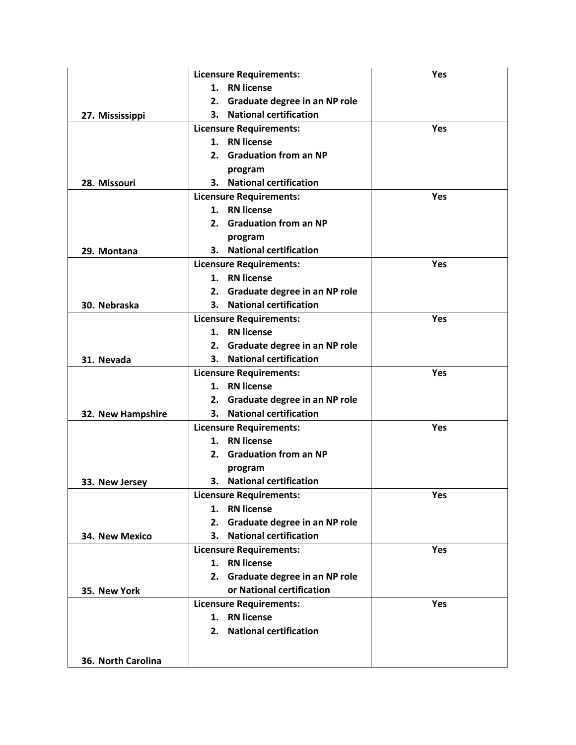| | | |
|---|---|---|
| **27. Mississippi** | **Licensure Requirements:**<br>1. **RN license**<br>2. **Graduate degree in an NP role**<br>3. **National certification** | **Yes** |
| **28. Missouri** | **Licensure Requirements:**<br>1. **RN license**<br>2. **Graduation from an NP program**<br>3. **National certification** | **Yes** |
| **29. Montana** | **Licensure Requirements:**<br>1. **RN license**<br>2. **Graduation from an NP program**<br>3. **National certification** | **Yes** |
| **30. Nebraska** | **Licensure Requirements:**<br>1. **RN license**<br>2. **Graduate degree in an NP role**<br>3. **National certification** | **Yes** |
| **31. Nevada** | **Licensure Requirements:**<br>1. **RN license**<br>2. **Graduate degree in an NP role**<br>3. **National certification** | **Yes** |
| **32. New Hampshire** | **Licensure Requirements:**<br>1. **RN license**<br>2. **Graduate degree in an NP role**<br>3. **National certification** | **Yes** |
| **33. New Jersey** | **Licensure Requirements:**<br>1. **RN license**<br>2. **Graduation from an NP program**<br>3. **National certification** | **Yes** |
| **34. New Mexico** | **Licensure Requirements:**<br>1. **RN license**<br>2. **Graduate degree in an NP role**<br>3. **National certification** | **Yes** |
| **35. New York** | **Licensure Requirements:**<br>1. **RN license**<br>2. **Graduate degree in an NP role or National certification** | **Yes** |
| **36. North Carolina** | **Licensure Requirements:**<br>1. **RN license**<br>2. **National certification** | **Yes** |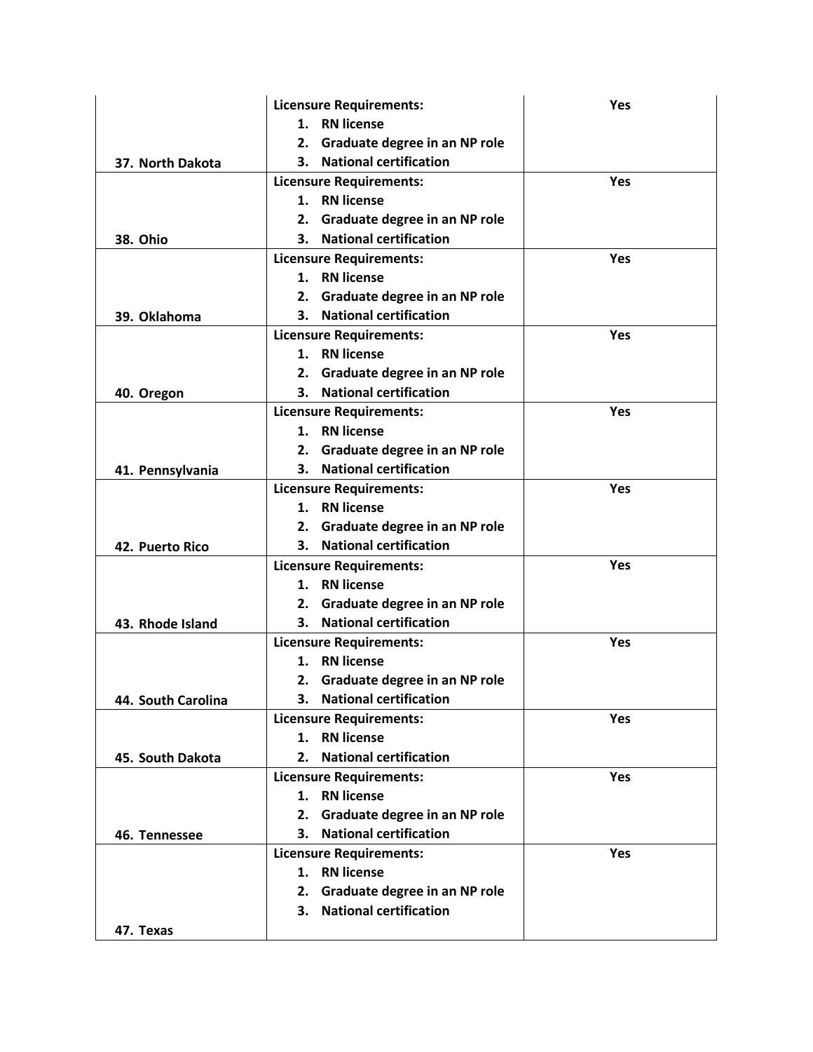| | | |
|---|---|---|
| **37. North Dakota** | **Licensure Requirements:**<br>1. **RN license**<br>2. **Graduate degree in an NP role**<br>3. **National certification** | **Yes** |
| **38. Ohio** | **Licensure Requirements:**<br>1. **RN license**<br>2. **Graduate degree in an NP role**<br>3. **National certification** | **Yes** |
| **39. Oklahoma** | **Licensure Requirements:**<br>1. **RN license**<br>2. **Graduate degree in an NP role**<br>3. **National certification** | **Yes** |
| **40. Oregon** | **Licensure Requirements:**<br>1. **RN license**<br>2. **Graduate degree in an NP role**<br>3. **National certification** | **Yes** |
| **41. Pennsylvania** | **Licensure Requirements:**<br>1. **RN license**<br>2. **Graduate degree in an NP role**<br>3. **National certification** | **Yes** |
| **42. Puerto Rico** | **Licensure Requirements:**<br>1. **RN license**<br>2. **Graduate degree in an NP role**<br>3. **National certification** | **Yes** |
| **43. Rhode Island** | **Licensure Requirements:**<br>1. **RN license**<br>2. **Graduate degree in an NP role**<br>3. **National certification** | **Yes** |
| **44. South Carolina** | **Licensure Requirements:**<br>1. **RN license**<br>2. **Graduate degree in an NP role**<br>3. **National certification** | **Yes** |
| **45. South Dakota** | **Licensure Requirements:**<br>1. **RN license**<br>2. **National certification** | **Yes** |
| **46. Tennessee** | **Licensure Requirements:**<br>1. **RN license**<br>2. **Graduate degree in an NP role**<br>3. **National certification** | **Yes** |
| **47. Texas** | **Licensure Requirements:**<br>1. **RN license**<br>2. **Graduate degree in an NP role**<br>3. **National certification** | **Yes** |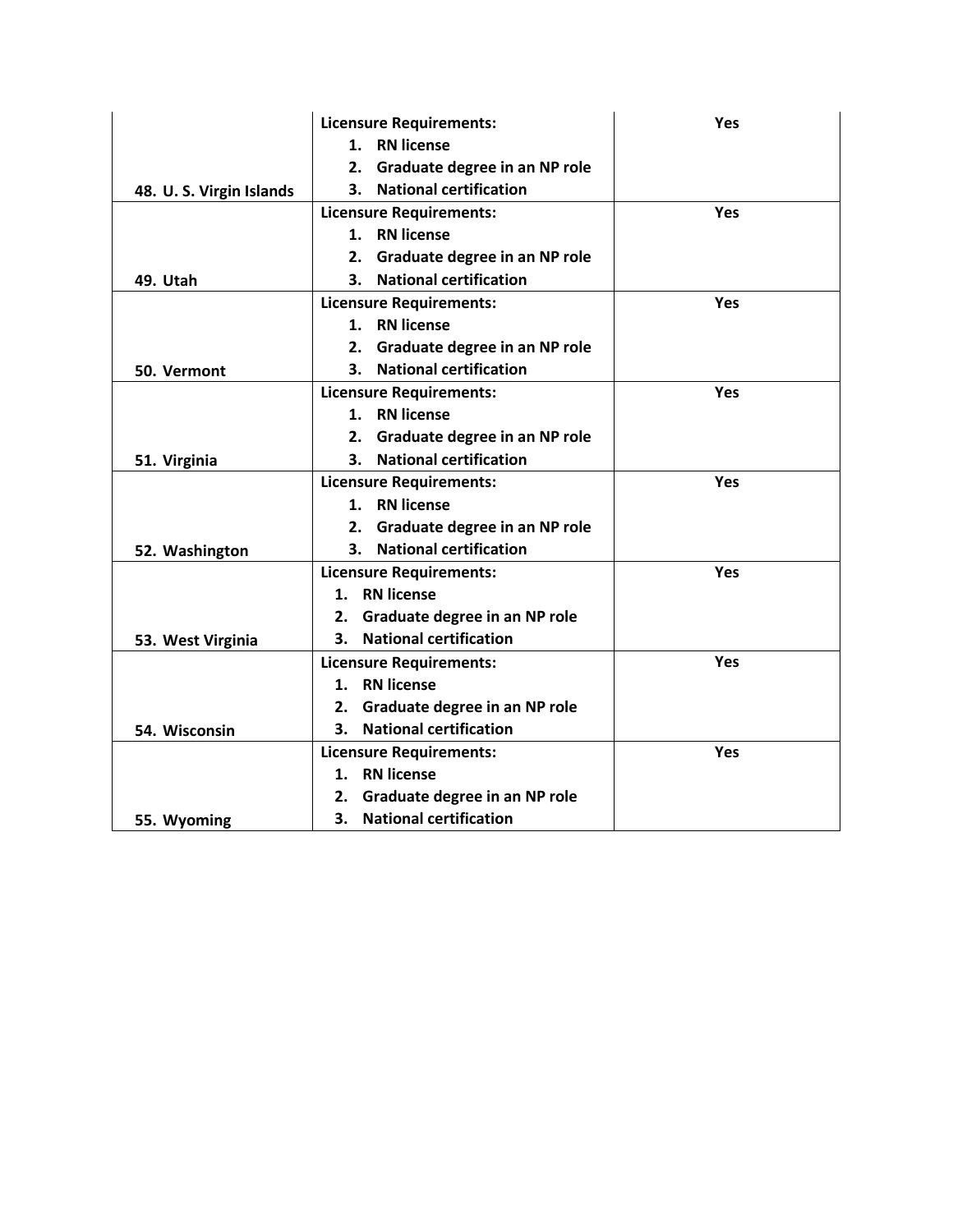| | | |
|---|---|---|
| **48. U. S. Virgin Islands** | **Licensure Requirements:**<br>1. **RN license**<br>2. **Graduate degree in an NP role**<br>3. **National certification** | **Yes** |
| **49. Utah** | **Licensure Requirements:**<br>1. **RN license**<br>2. **Graduate degree in an NP role**<br>3. **National certification** | **Yes** |
| **50. Vermont** | **Licensure Requirements:**<br>1. **RN license**<br>2. **Graduate degree in an NP role**<br>3. **National certification** | **Yes** |
| **51. Virginia** | **Licensure Requirements:**<br>1. **RN license**<br>2. **Graduate degree in an NP role**<br>3. **National certification** | **Yes** |
| **52. Washington** | **Licensure Requirements:**<br>1. **RN license**<br>2. **Graduate degree in an NP role**<br>3. **National certification** | **Yes** |
| **53. West Virginia** | **Licensure Requirements:**<br>1. **RN license**<br>2. **Graduate degree in an NP role**<br>3. **National certification** | **Yes** |
| **54. Wisconsin** | **Licensure Requirements:**<br>1. **RN license**<br>2. **Graduate degree in an NP role**<br>3. **National certification** | **Yes** |
| **55. Wyoming** | **Licensure Requirements:**<br>1. **RN license**<br>2. **Graduate degree in an NP role**<br>3. **National certification** | **Yes** |